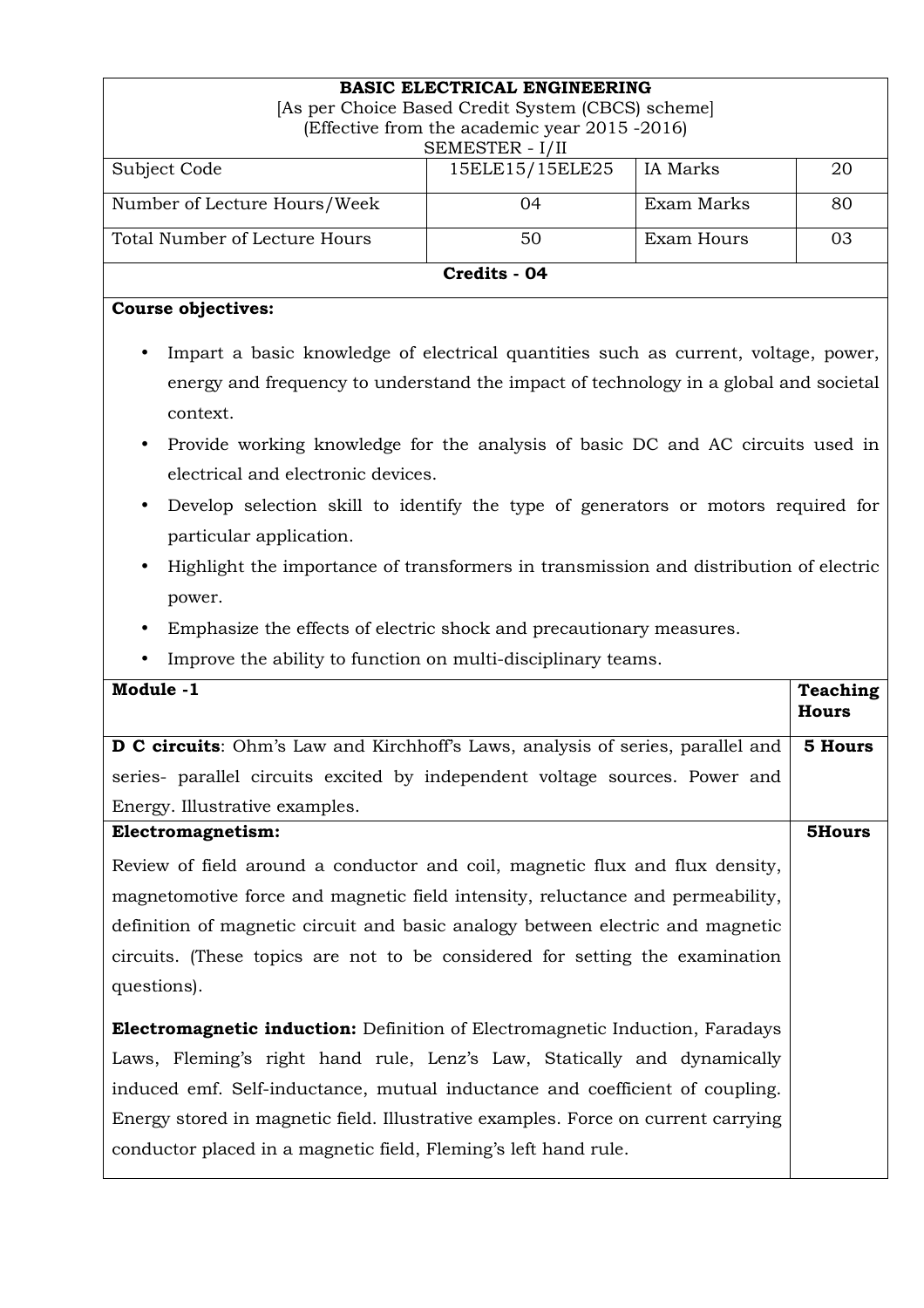# BASIC ELECTRICAL ENGINEERING

[As per Choice Based Credit System (CBCS) scheme]
(Effective from the academic year 2015 -2016)
SEMESTER - I/II

| Subject Code | 15ELE15/15ELE25 | IA Marks | 20 |
|---|---|---|---|
| Number of Lecture Hours/Week | 04 | Exam Marks | 80 |
| Total Number of Lecture Hours | 50 | Exam Hours | 03 |

**Credits - 04**

**Course objectives:**

- Impart a basic knowledge of electrical quantities such as current, voltage, power, energy and frequency to understand the impact of technology in a global and societal context.
- Provide working knowledge for the analysis of basic DC and AC circuits used in electrical and electronic devices.
- Develop selection skill to identify the type of generators or motors required for particular application.
- Highlight the importance of transformers in transmission and distribution of electric power.
- Emphasize the effects of electric shock and precautionary measures.
- Improve the ability to function on multi-disciplinary teams.

| Module -1 | Teaching Hours |
|---|---|
| **D C circuits**: Ohm's Law and Kirchhoff's Laws, analysis of series, parallel and series- parallel circuits excited by independent voltage sources. Power and Energy. Illustrative examples. | **5 Hours** |
| **Electromagnetism:** Review of field around a conductor and coil, magnetic flux and flux density, magnetomotive force and magnetic field intensity, reluctance and permeability, definition of magnetic circuit and basic analogy between electric and magnetic circuits. (These topics are not to be considered for setting the examination questions). **Electromagnetic induction:** Definition of Electromagnetic Induction, Faradays Laws, Fleming's right hand rule, Lenz's Law, Statically and dynamically induced emf. Self-inductance, mutual inductance and coefficient of coupling. Energy stored in magnetic field. Illustrative examples. Force on current carrying conductor placed in a magnetic field, Fleming's left hand rule. | **5Hours** |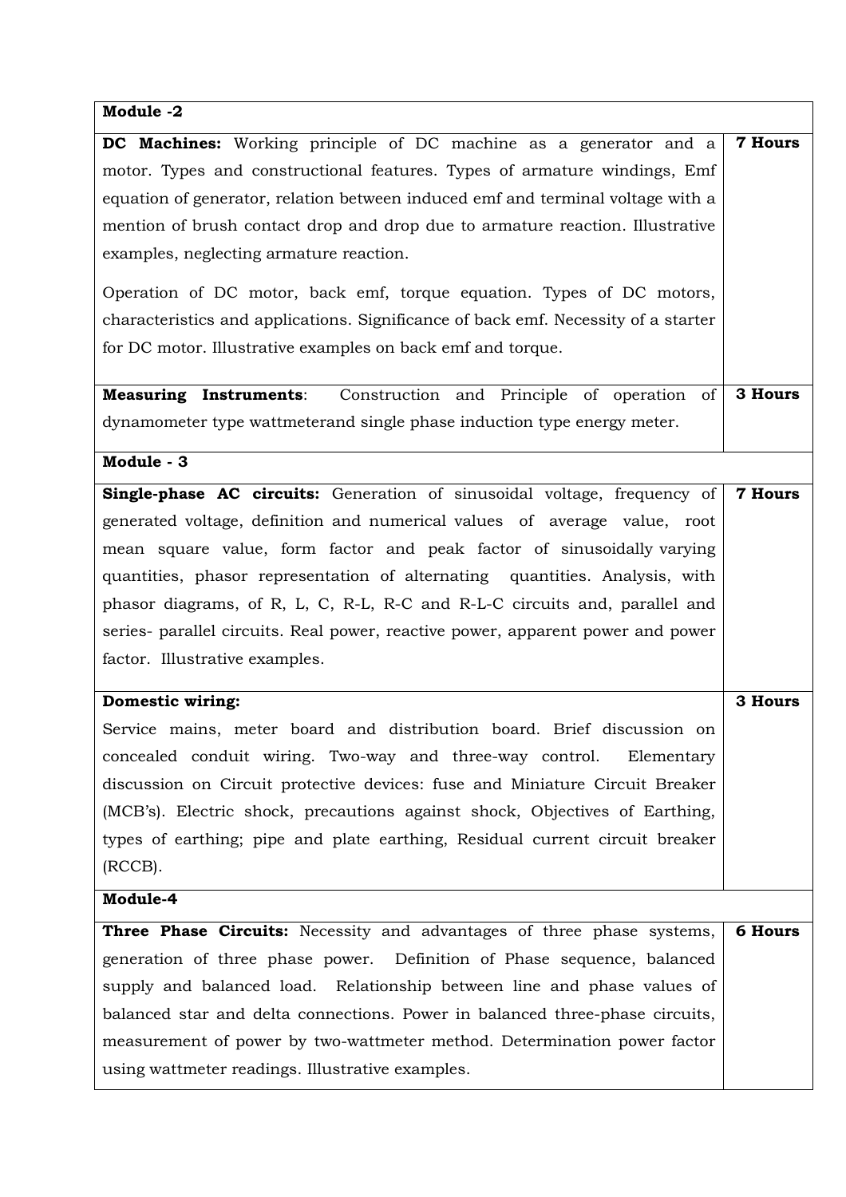| Module -2 | |
|---|---|
| **DC Machines:** Working principle of DC machine as a generator and a motor. Types and constructional features. Types of armature windings, Emf equation of generator, relation between induced emf and terminal voltage with a mention of brush contact drop and drop due to armature reaction. Illustrative examples, neglecting armature reaction.<br><br>Operation of DC motor, back emf, torque equation. Types of DC motors, characteristics and applications. Significance of back emf. Necessity of a starter for DC motor. Illustrative examples on back emf and torque. | **7 Hours** |
| **Measuring Instruments**: Construction and Principle of operation of dynamometer type wattmeterand single phase induction type energy meter. | **3 Hours** |
| **Module - 3** | |
| **Single-phase AC circuits:** Generation of sinusoidal voltage, frequency of generated voltage, definition and numerical values of average value, root mean square value, form factor and peak factor of sinusoidally varying quantities, phasor representation of alternating quantities. Analysis, with phasor diagrams, of R, L, C, R-L, R-C and R-L-C circuits and, parallel and series- parallel circuits. Real power, reactive power, apparent power and power factor. Illustrative examples. | **7 Hours** |
| **Domestic wiring:**<br>Service mains, meter board and distribution board. Brief discussion on concealed conduit wiring. Two-way and three-way control. Elementary discussion on Circuit protective devices: fuse and Miniature Circuit Breaker (MCB's). Electric shock, precautions against shock, Objectives of Earthing, types of earthing; pipe and plate earthing, Residual current circuit breaker (RCCB). | **3 Hours** |
| **Module-4** | |
| **Three Phase Circuits:** Necessity and advantages of three phase systems, generation of three phase power. Definition of Phase sequence, balanced supply and balanced load. Relationship between line and phase values of balanced star and delta connections. Power in balanced three-phase circuits, measurement of power by two-wattmeter method. Determination power factor using wattmeter readings. Illustrative examples. | **6 Hours** |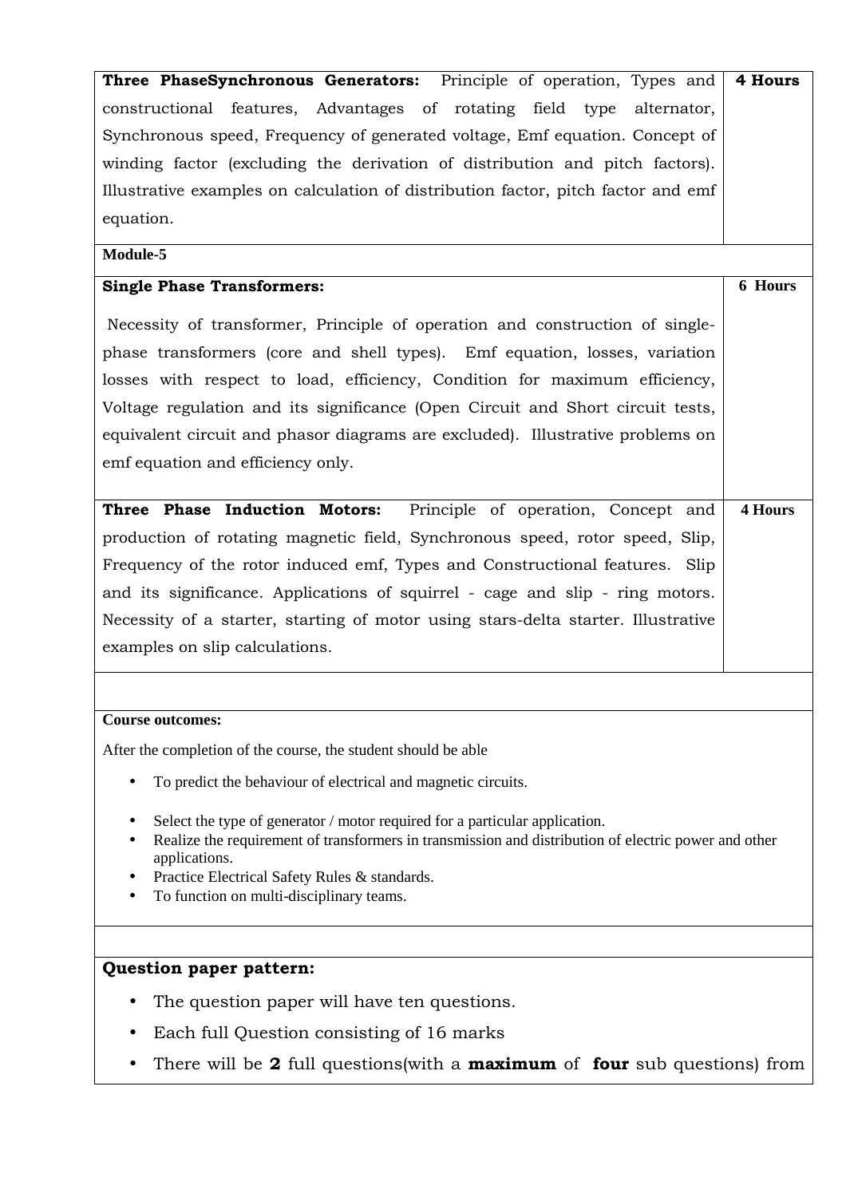| | |
|---|---|
| **Three PhaseSynchronous Generators:** Principle of operation, Types and constructional features, Advantages of rotating field type alternator, Synchronous speed, Frequency of generated voltage, Emf equation. Concept of winding factor (excluding the derivation of distribution and pitch factors). Illustrative examples on calculation of distribution factor, pitch factor and emf equation. | **4 Hours** |
| **Module-5** | |
| **Single Phase Transformers:**<br><br>Necessity of transformer, Principle of operation and construction of single-phase transformers (core and shell types). Emf equation, losses, variation losses with respect to load, efficiency, Condition for maximum efficiency, Voltage regulation and its significance (Open Circuit and Short circuit tests, equivalent circuit and phasor diagrams are excluded). Illustrative problems on emf equation and efficiency only. | **6 Hours** |
| **Three Phase Induction Motors:** Principle of operation, Concept and production of rotating magnetic field, Synchronous speed, rotor speed, Slip, Frequency of the rotor induced emf, Types and Constructional features. Slip and its significance. Applications of squirrel - cage and slip - ring motors. Necessity of a starter, starting of motor using stars-delta starter. Illustrative examples on slip calculations. | **4 Hours** |

**Course outcomes:**

After the completion of the course, the student should be able

- To predict the behaviour of electrical and magnetic circuits.
- Select the type of generator / motor required for a particular application.
- Realize the requirement of transformers in transmission and distribution of electric power and other applications.
- Practice Electrical Safety Rules & standards.
- To function on multi-disciplinary teams.

**Question paper pattern:**

- The question paper will have ten questions.
- Each full Question consisting of 16 marks
- There will be **2** full questions(with a **maximum** of **four** sub questions) from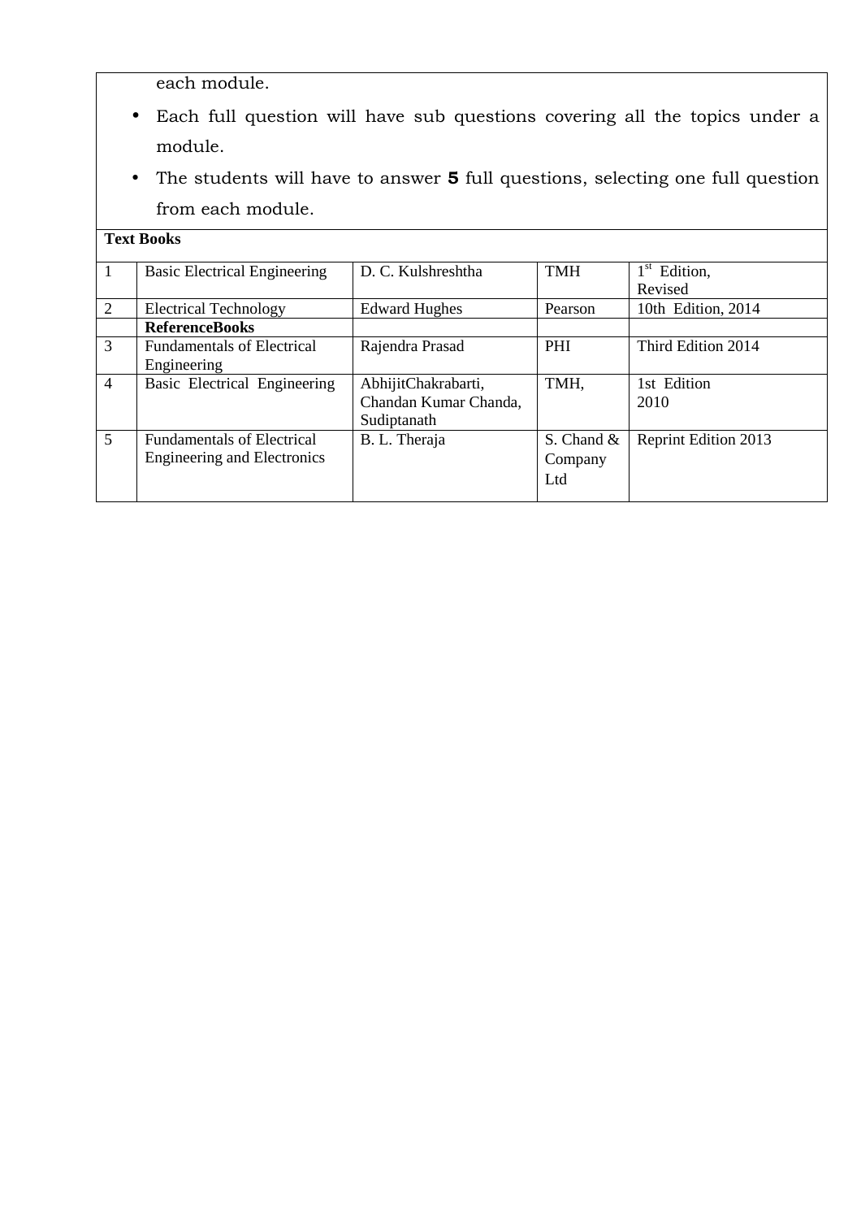each module.

- Each full question will have sub questions covering all the topics under a module.
- The students will have to answer **5** full questions, selecting one full question from each module.

| | | | | |
|---|---|---|---|---|
| **Text Books** | | | | |
| 1 | Basic Electrical Engineering | D. C. Kulshreshtha | TMH | 1st Edition, Revised |
| 2 | Electrical Technology | Edward Hughes | Pearson | 10th Edition, 2014 |
| | **ReferenceBooks** | | | |
| 3 | Fundamentals of Electrical Engineering | Rajendra Prasad | PHI | Third Edition 2014 |
| 4 | Basic Electrical Engineering | AbhijitChakrabarti, Chandan Kumar Chanda, Sudiptanath | TMH, | 1st Edition 2010 |
| 5 | Fundamentals of Electrical Engineering and Electronics | B. L. Theraja | S. Chand & Company Ltd | Reprint Edition 2013 |